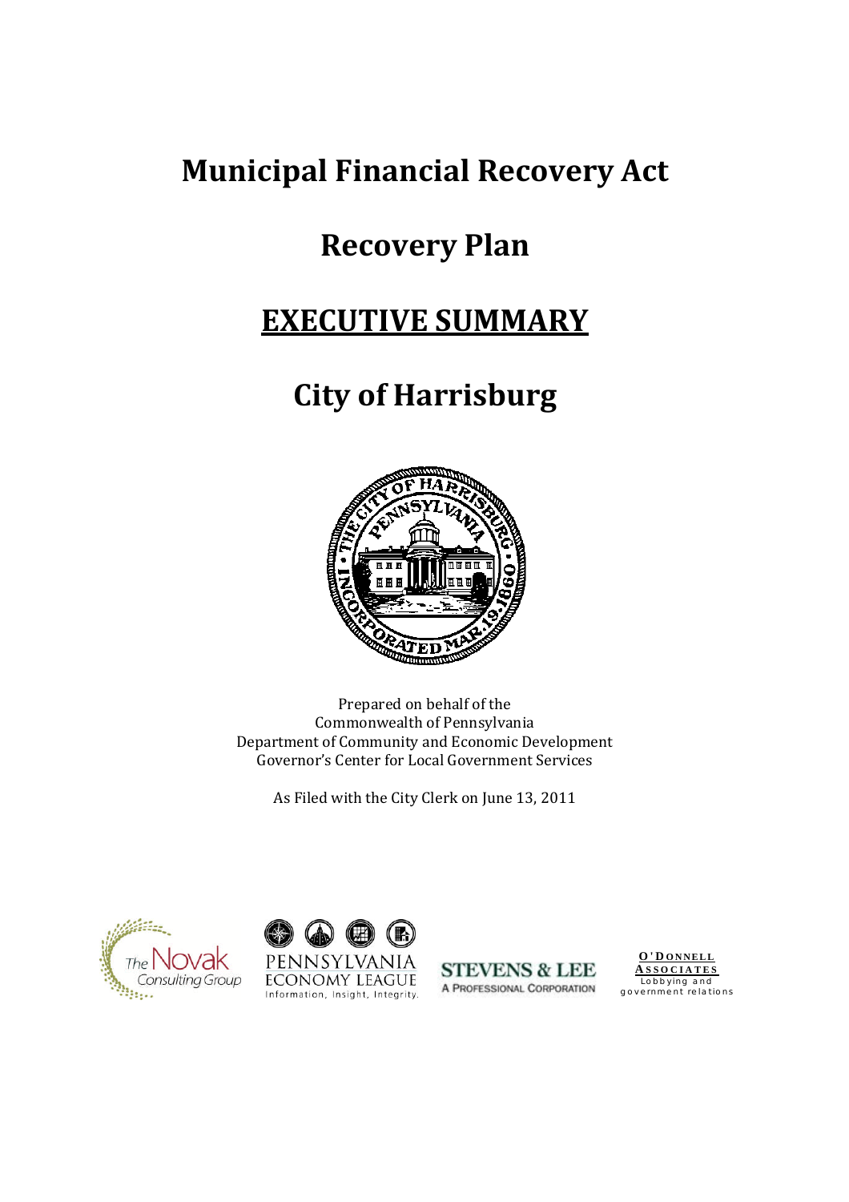# Municipal Financial Recovery Act

# Recovery Plan

# EXECUTIVE SUMMARY

# City of Harrisburg

Prepared on behalf of the
Commonwealth of Pennsylvania
Department of Community and Economic Development
Governor's Center for Local Government Services

As Filed with the City Clerk on June 13, 2011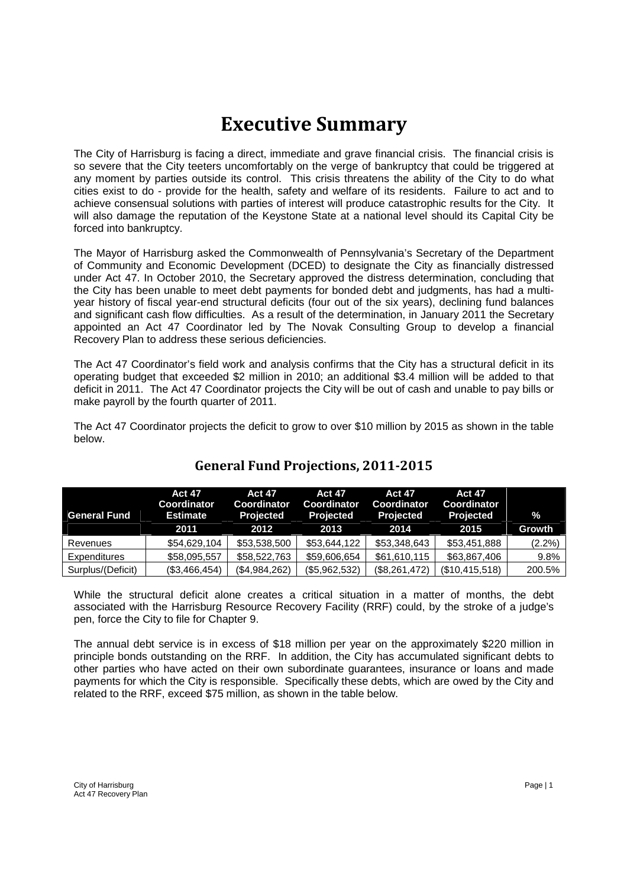# Executive Summary

The City of Harrisburg is facing a direct, immediate and grave financial crisis. The financial crisis is so severe that the City teeters uncomfortably on the verge of bankruptcy that could be triggered at any moment by parties outside its control. This crisis threatens the ability of the City to do what cities exist to do - provide for the health, safety and welfare of its residents. Failure to act and to achieve consensual solutions with parties of interest will produce catastrophic results for the City. It will also damage the reputation of the Keystone State at a national level should its Capital City be forced into bankruptcy.

The Mayor of Harrisburg asked the Commonwealth of Pennsylvania's Secretary of the Department of Community and Economic Development (DCED) to designate the City as financially distressed under Act 47. In October 2010, the Secretary approved the distress determination, concluding that the City has been unable to meet debt payments for bonded debt and judgments, has had a multi-year history of fiscal year-end structural deficits (four out of the six years), declining fund balances and significant cash flow difficulties. As a result of the determination, in January 2011 the Secretary appointed an Act 47 Coordinator led by The Novak Consulting Group to develop a financial Recovery Plan to address these serious deficiencies.

The Act 47 Coordinator's field work and analysis confirms that the City has a structural deficit in its operating budget that exceeded $2 million in 2010; an additional $3.4 million will be added to that deficit in 2011. The Act 47 Coordinator projects the City will be out of cash and unable to pay bills or make payroll by the fourth quarter of 2011.

The Act 47 Coordinator projects the deficit to grow to over $10 million by 2015 as shown in the table below.

## General Fund Projections, 2011-2015

| General Fund | Act 47 Coordinator Estimate | Act 47 Coordinator Projected | Act 47 Coordinator Projected | Act 47 Coordinator Projected | Act 47 Coordinator Projected | % |
|---|---|---|---|---|---|---|
| | 2011 | 2012 | 2013 | 2014 | 2015 | Growth |
| Revenues | $54,629,104 | $53,538,500 | $53,644,122 | $53,348,643 | $53,451,888 | (2.2%) |
| Expenditures | $58,095,557 | $58,522,763 | $59,606,654 | $61,610,115 | $63,867,406 | 9.8% |
| Surplus/(Deficit) | ($3,466,454) | ($4,984,262) | ($5,962,532) | ($8,261,472) | ($10,415,518) | 200.5% |

While the structural deficit alone creates a critical situation in a matter of months, the debt associated with the Harrisburg Resource Recovery Facility (RRF) could, by the stroke of a judge's pen, force the City to file for Chapter 9.

The annual debt service is in excess of $18 million per year on the approximately $220 million in principle bonds outstanding on the RRF. In addition, the City has accumulated significant debts to other parties who have acted on their own subordinate guarantees, insurance or loans and made payments for which the City is responsible. Specifically these debts, which are owed by the City and related to the RRF, exceed $75 million, as shown in the table below.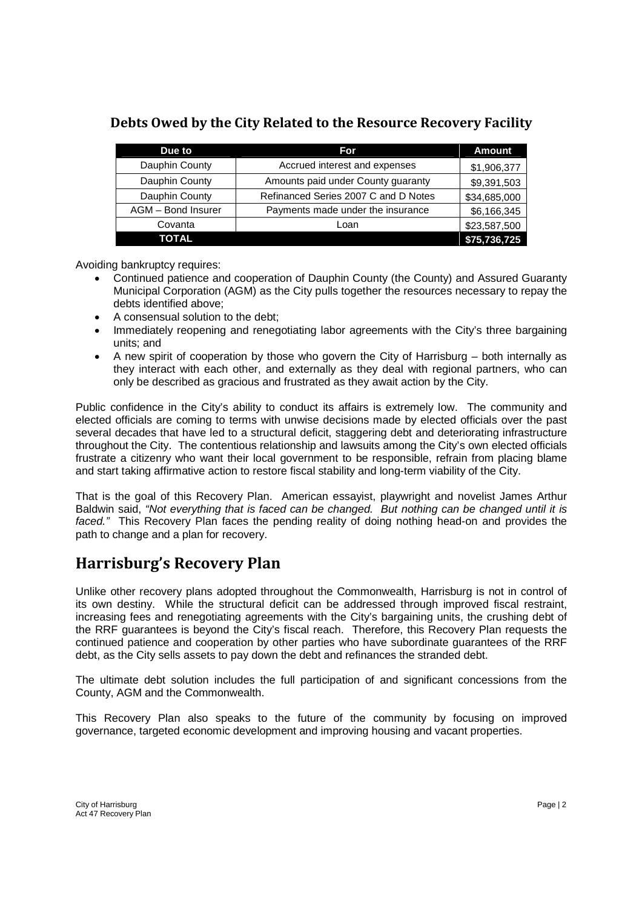## Debts Owed by the City Related to the Resource Recovery Facility

| Due to | For | Amount |
|---|---|---|
| Dauphin County | Accrued interest and expenses | $1,906,377 |
| Dauphin County | Amounts paid under County guaranty | $9,391,503 |
| Dauphin County | Refinanced Series 2007 C and D Notes | $34,685,000 |
| AGM – Bond Insurer | Payments made under the insurance | $6,166,345 |
| Covanta | Loan | $23,587,500 |
| **TOTAL** | | **$75,736,725** |

Avoiding bankruptcy requires:

- Continued patience and cooperation of Dauphin County (the County) and Assured Guaranty Municipal Corporation (AGM) as the City pulls together the resources necessary to repay the debts identified above;
- A consensual solution to the debt;
- Immediately reopening and renegotiating labor agreements with the City's three bargaining units; and
- A new spirit of cooperation by those who govern the City of Harrisburg – both internally as they interact with each other, and externally as they deal with regional partners, who can only be described as gracious and frustrated as they await action by the City.

Public confidence in the City's ability to conduct its affairs is extremely low. The community and elected officials are coming to terms with unwise decisions made by elected officials over the past several decades that have led to a structural deficit, staggering debt and deteriorating infrastructure throughout the City. The contentious relationship and lawsuits among the City's own elected officials frustrate a citizenry who want their local government to be responsible, refrain from placing blame and start taking affirmative action to restore fiscal stability and long-term viability of the City.

That is the goal of this Recovery Plan. American essayist, playwright and novelist James Arthur Baldwin said, *"Not everything that is faced can be changed. But nothing can be changed until it is faced."* This Recovery Plan faces the pending reality of doing nothing head-on and provides the path to change and a plan for recovery.

# Harrisburg's Recovery Plan

Unlike other recovery plans adopted throughout the Commonwealth, Harrisburg is not in control of its own destiny. While the structural deficit can be addressed through improved fiscal restraint, increasing fees and renegotiating agreements with the City's bargaining units, the crushing debt of the RRF guarantees is beyond the City's fiscal reach. Therefore, this Recovery Plan requests the continued patience and cooperation by other parties who have subordinate guarantees of the RRF debt, as the City sells assets to pay down the debt and refinances the stranded debt.

The ultimate debt solution includes the full participation of and significant concessions from the County, AGM and the Commonwealth.

This Recovery Plan also speaks to the future of the community by focusing on improved governance, targeted economic development and improving housing and vacant properties.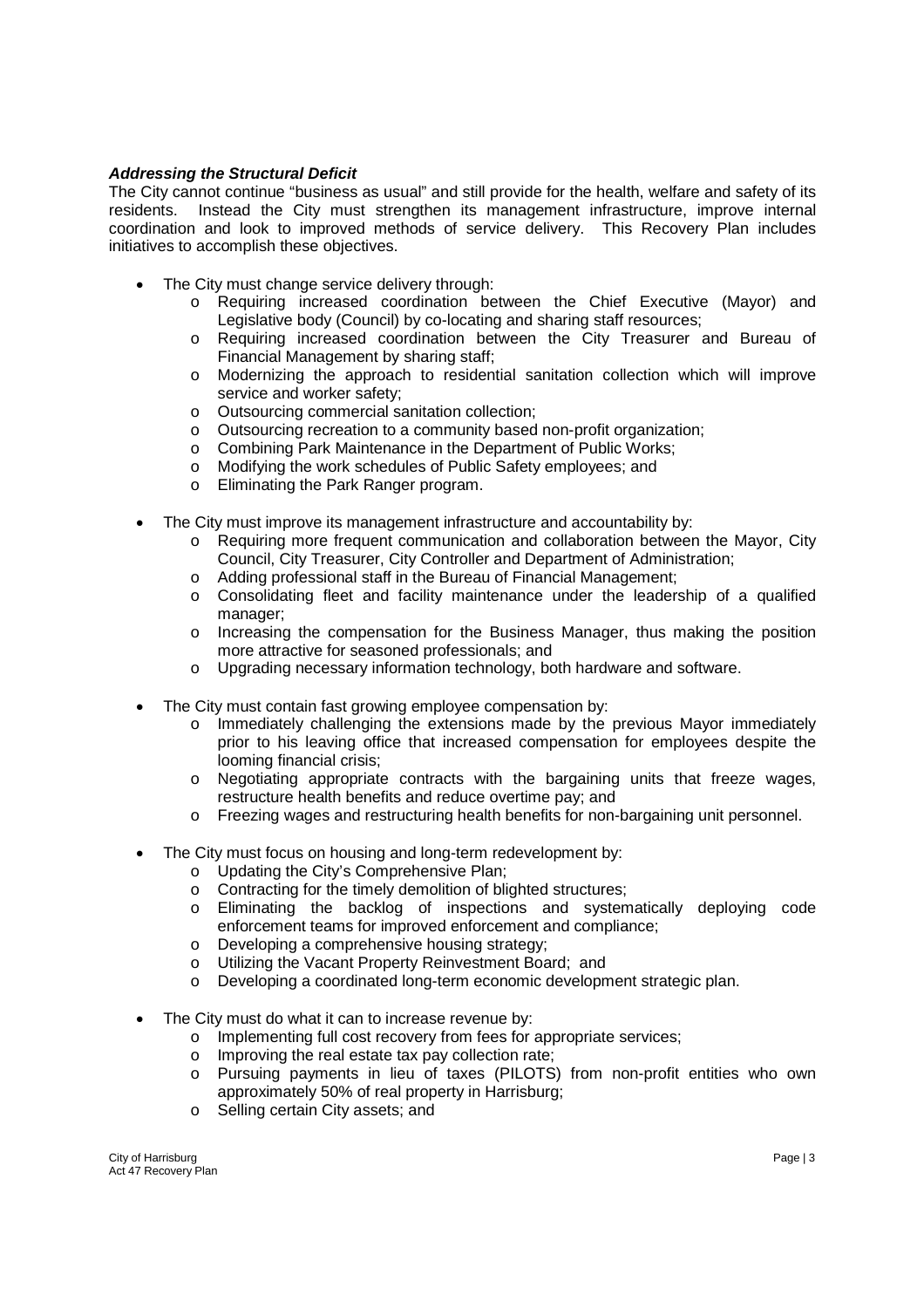***Addressing the Structural Deficit***

The City cannot continue "business as usual" and still provide for the health, welfare and safety of its residents. Instead the City must strengthen its management infrastructure, improve internal coordination and look to improved methods of service delivery. This Recovery Plan includes initiatives to accomplish these objectives.

- The City must change service delivery through:
  - Requiring increased coordination between the Chief Executive (Mayor) and Legislative body (Council) by co-locating and sharing staff resources;
  - Requiring increased coordination between the City Treasurer and Bureau of Financial Management by sharing staff;
  - Modernizing the approach to residential sanitation collection which will improve service and worker safety;
  - Outsourcing commercial sanitation collection;
  - Outsourcing recreation to a community based non-profit organization;
  - Combining Park Maintenance in the Department of Public Works;
  - Modifying the work schedules of Public Safety employees; and
  - Eliminating the Park Ranger program.

- The City must improve its management infrastructure and accountability by:
  - Requiring more frequent communication and collaboration between the Mayor, City Council, City Treasurer, City Controller and Department of Administration;
  - Adding professional staff in the Bureau of Financial Management;
  - Consolidating fleet and facility maintenance under the leadership of a qualified manager;
  - Increasing the compensation for the Business Manager, thus making the position more attractive for seasoned professionals; and
  - Upgrading necessary information technology, both hardware and software.

- The City must contain fast growing employee compensation by:
  - Immediately challenging the extensions made by the previous Mayor immediately prior to his leaving office that increased compensation for employees despite the looming financial crisis;
  - Negotiating appropriate contracts with the bargaining units that freeze wages, restructure health benefits and reduce overtime pay; and
  - Freezing wages and restructuring health benefits for non-bargaining unit personnel.

- The City must focus on housing and long-term redevelopment by:
  - Updating the City's Comprehensive Plan;
  - Contracting for the timely demolition of blighted structures;
  - Eliminating the backlog of inspections and systematically deploying code enforcement teams for improved enforcement and compliance;
  - Developing a comprehensive housing strategy;
  - Utilizing the Vacant Property Reinvestment Board; and
  - Developing a coordinated long-term economic development strategic plan.

- The City must do what it can to increase revenue by:
  - Implementing full cost recovery from fees for appropriate services;
  - Improving the real estate tax pay collection rate;
  - Pursuing payments in lieu of taxes (PILOTS) from non-profit entities who own approximately 50% of real property in Harrisburg;
  - Selling certain City assets; and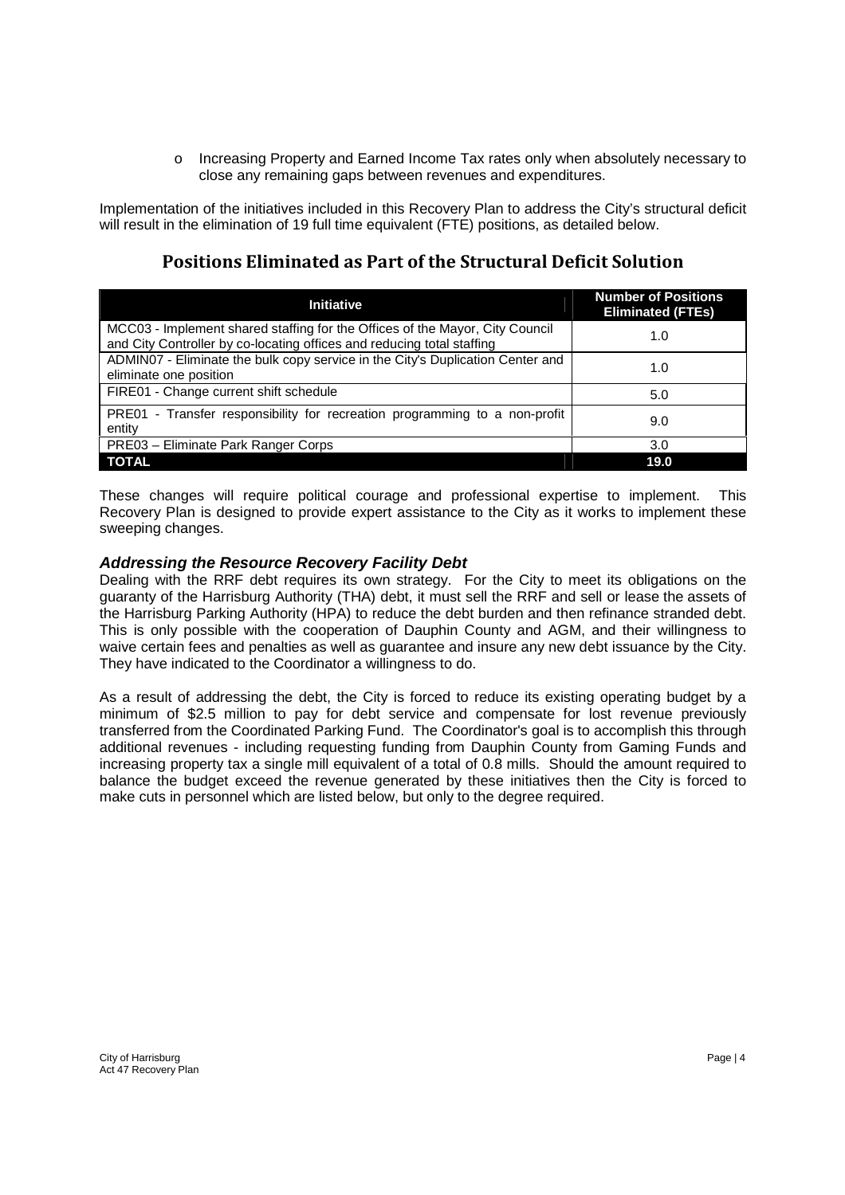- o Increasing Property and Earned Income Tax rates only when absolutely necessary to close any remaining gaps between revenues and expenditures.

Implementation of the initiatives included in this Recovery Plan to address the City's structural deficit will result in the elimination of 19 full time equivalent (FTE) positions, as detailed below.

## Positions Eliminated as Part of the Structural Deficit Solution

| Initiative | Number of Positions Eliminated (FTEs) |
|---|---|
| MCC03 - Implement shared staffing for the Offices of the Mayor, City Council and City Controller by co-locating offices and reducing total staffing | 1.0 |
| ADMIN07 - Eliminate the bulk copy service in the City's Duplication Center and eliminate one position | 1.0 |
| FIRE01 - Change current shift schedule | 5.0 |
| PRE01 - Transfer responsibility for recreation programming to a non-profit entity | 9.0 |
| PRE03 – Eliminate Park Ranger Corps | 3.0 |
| **TOTAL** | **19.0** |

These changes will require political courage and professional expertise to implement. This Recovery Plan is designed to provide expert assistance to the City as it works to implement these sweeping changes.

### *Addressing the Resource Recovery Facility Debt*

Dealing with the RRF debt requires its own strategy. For the City to meet its obligations on the guaranty of the Harrisburg Authority (THA) debt, it must sell the RRF and sell or lease the assets of the Harrisburg Parking Authority (HPA) to reduce the debt burden and then refinance stranded debt. This is only possible with the cooperation of Dauphin County and AGM, and their willingness to waive certain fees and penalties as well as guarantee and insure any new debt issuance by the City. They have indicated to the Coordinator a willingness to do.

As a result of addressing the debt, the City is forced to reduce its existing operating budget by a minimum of $2.5 million to pay for debt service and compensate for lost revenue previously transferred from the Coordinated Parking Fund. The Coordinator's goal is to accomplish this through additional revenues - including requesting funding from Dauphin County from Gaming Funds and increasing property tax a single mill equivalent of a total of 0.8 mills. Should the amount required to balance the budget exceed the revenue generated by these initiatives then the City is forced to make cuts in personnel which are listed below, but only to the degree required.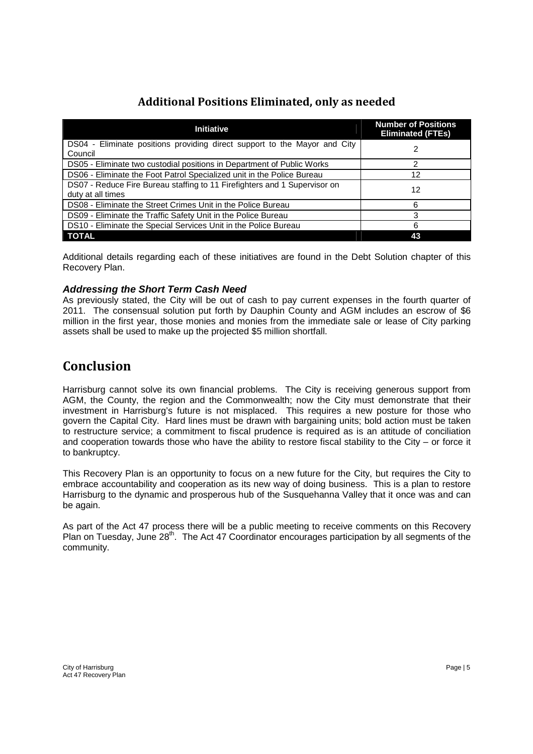## Additional Positions Eliminated, only as needed

| Initiative | Number of Positions Eliminated (FTEs) |
|---|---|
| DS04 - Eliminate positions providing direct support to the Mayor and City Council | 2 |
| DS05 - Eliminate two custodial positions in Department of Public Works | 2 |
| DS06 - Eliminate the Foot Patrol Specialized unit in the Police Bureau | 12 |
| DS07 - Reduce Fire Bureau staffing to 11 Firefighters and 1 Supervisor on duty at all times | 12 |
| DS08 - Eliminate the Street Crimes Unit in the Police Bureau | 6 |
| DS09 - Eliminate the Traffic Safety Unit in the Police Bureau | 3 |
| DS10 - Eliminate the Special Services Unit in the Police Bureau | 6 |
| **TOTAL** | **43** |

Additional details regarding each of these initiatives are found in the Debt Solution chapter of this Recovery Plan.

### *Addressing the Short Term Cash Need*

As previously stated, the City will be out of cash to pay current expenses in the fourth quarter of 2011. The consensual solution put forth by Dauphin County and AGM includes an escrow of $6 million in the first year, those monies and monies from the immediate sale or lease of City parking assets shall be used to make up the projected $5 million shortfall.

# Conclusion

Harrisburg cannot solve its own financial problems. The City is receiving generous support from AGM, the County, the region and the Commonwealth; now the City must demonstrate that their investment in Harrisburg's future is not misplaced. This requires a new posture for those who govern the Capital City. Hard lines must be drawn with bargaining units; bold action must be taken to restructure service; a commitment to fiscal prudence is required as is an attitude of conciliation and cooperation towards those who have the ability to restore fiscal stability to the City – or force it to bankruptcy.

This Recovery Plan is an opportunity to focus on a new future for the City, but requires the City to embrace accountability and cooperation as its new way of doing business. This is a plan to restore Harrisburg to the dynamic and prosperous hub of the Susquehanna Valley that it once was and can be again.

As part of the Act 47 process there will be a public meeting to receive comments on this Recovery Plan on Tuesday, June 28th. The Act 47 Coordinator encourages participation by all segments of the community.